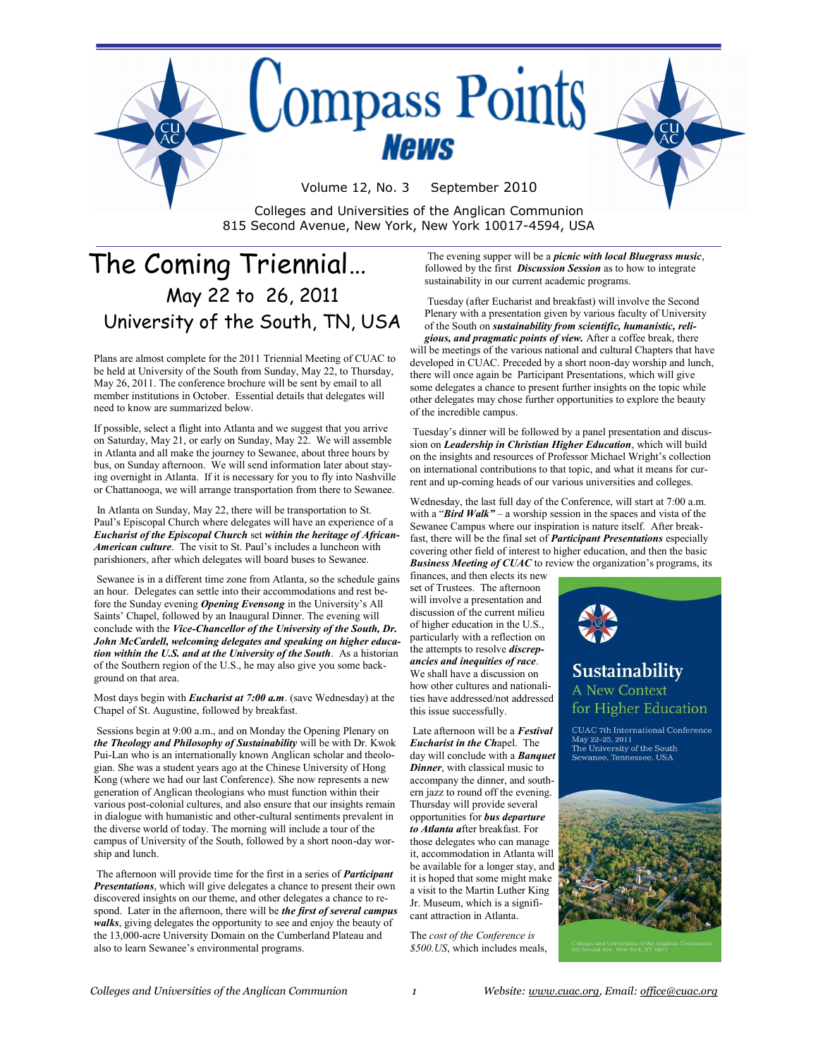# Compass Points News

Volume 12, No. 3 September 2010

Colleges and Universities of the Anglican Communion
815 Second Avenue, New York, New York 10017-4594, USA

## The Coming Triennial…

### May 22 to 26, 2011

### University of the South, TN, USA

Plans are almost complete for the 2011 Triennial Meeting of CUAC to be held at University of the South from Sunday, May 22, to Thursday, May 26, 2011. The conference brochure will be sent by email to all member institutions in October. Essential details that delegates will need to know are summarized below.

If possible, select a flight into Atlanta and we suggest that you arrive on Saturday, May 21, or early on Sunday, May 22. We will assemble in Atlanta and all make the journey to Sewanee, about three hours by bus, on Sunday afternoon. We will send information later about staying overnight in Atlanta. If it is necessary for you to fly into Nashville or Chattanooga, we will arrange transportation from there to Sewanee.

In Atlanta on Sunday, May 22, there will be transportation to St. Paul's Episcopal Church where delegates will have an experience of a ***Eucharist of the Episcopal Church*** set ***within the heritage of African-American culture***. The visit to St. Paul's includes a luncheon with parishioners, after which delegates will board buses to Sewanee.

Sewanee is in a different time zone from Atlanta, so the schedule gains an hour. Delegates can settle into their accommodations and rest before the Sunday evening ***Opening Evensong*** in the University's All Saints' Chapel, followed by an Inaugural Dinner. The evening will conclude with the ***Vice-Chancellor of the University of the South, Dr. John McCardell, welcoming delegates and speaking on higher education within the U.S. and at the University of the South***. As a historian of the Southern region of the U.S., he may also give you some background on that area.

Most days begin with ***Eucharist at 7:00 a.m***. (save Wednesday) at the Chapel of St. Augustine, followed by breakfast.

Sessions begin at 9:00 a.m., and on Monday the Opening Plenary on ***the Theology and Philosophy of Sustainability*** will be with Dr. Kwok Pui-Lan who is an internationally known Anglican scholar and theologian. She was a student years ago at the Chinese University of Hong Kong (where we had our last Conference). She now represents a new generation of Anglican theologians who must function within their various post-colonial cultures, and also ensure that our insights remain in dialogue with humanistic and other-cultural sentiments prevalent in the diverse world of today. The morning will include a tour of the campus of University of the South, followed by a short noon-day worship and lunch.

The afternoon will provide time for the first in a series of ***Participant Presentations***, which will give delegates a chance to present their own discovered insights on our theme, and other delegates a chance to respond. Later in the afternoon, there will be ***the first of several campus walks***, giving delegates the opportunity to see and enjoy the beauty of the 13,000-acre University Domain on the Cumberland Plateau and also to learn Sewanee's environmental programs.

The evening supper will be a ***picnic with local Bluegrass music***, followed by the first ***Discussion Session*** as to how to integrate sustainability in our current academic programs.

Tuesday (after Eucharist and breakfast) will involve the Second Plenary with a presentation given by various faculty of University of the South on ***sustainability from scientific, humanistic, religious, and pragmatic points of view.*** After a coffee break, there will be meetings of the various national and cultural Chapters that have developed in CUAC. Preceded by a short noon-day worship and lunch, there will once again be Participant Presentations, which will give some delegates a chance to present further insights on the topic while other delegates may chose further opportunities to explore the beauty of the incredible campus.

Tuesday's dinner will be followed by a panel presentation and discussion on ***Leadership in Christian Higher Education***, which will build on the insights and resources of Professor Michael Wright's collection on international contributions to that topic, and what it means for current and up-coming heads of our various universities and colleges.

Wednesday, the last full day of the Conference, will start at 7:00 a.m. with a "***Bird Walk"*** – a worship session in the spaces and vista of the Sewanee Campus where our inspiration is nature itself. After breakfast, there will be the final set of ***Participant Presentations*** especially covering other field of interest to higher education, and then the basic ***Business Meeting of CUAC*** to review the organization's programs, its finances, and then elects its new set of Trustees. The afternoon will involve a presentation and discussion of the current milieu of higher education in the U.S., particularly with a reflection on the attempts to resolve ***discrepancies and inequities of race***. We shall have a discussion on how other cultures and nationalities have addressed/not addressed this issue successfully.

Late afternoon will be a ***Festival Eucharist in the Ch***apel. The day will conclude with a ***Banquet Dinner***, with classical music to accompany the dinner, and southern jazz to round off the evening. Thursday will provide several opportunities for ***bus departure to Atlanta a***fter breakfast. For those delegates who can manage it, accommodation in Atlanta will be available for a longer stay, and it is hoped that some might make a visit to the Martin Luther King Jr. Museum, which is a significant attraction in Atlanta.

The *cost of the Conference is $500.US*, which includes meals,

**Sustainability**
A New Context for Higher Education

CUAC 7th International Conference
May 22–25, 2011
The University of the South
Sewanee, Tennessee, USA

Colleges and Universities of the Anglican Communion
815 Second Ave., New York, NY 10017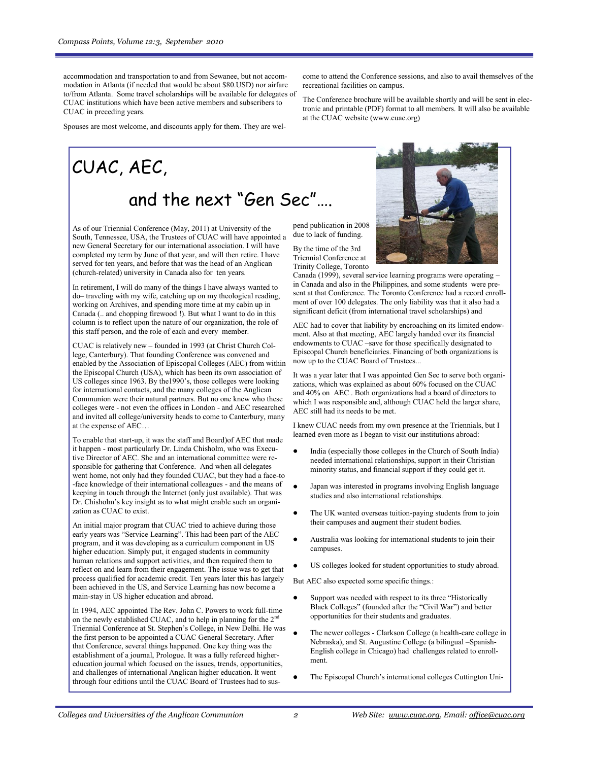accommodation and transportation to and from Sewanee, but not accommodation in Atlanta (if needed that would be about $80.USD) nor airfare to/from Atlanta. Some travel scholarships will be available for delegates of CUAC institutions which have been active members and subscribers to CUAC in preceding years.

Spouses are most welcome, and discounts apply for them. They are welcome to attend the Conference sessions, and also to avail themselves of the recreational facilities on campus.

The Conference brochure will be available shortly and will be sent in electronic and printable (PDF) format to all members. It will also be available at the CUAC website (www.cuac.org)

# CUAC, AEC, and the next "Gen Sec"….

As of our Triennial Conference (May, 2011) at University of the South, Tennessee, USA, the Trustees of CUAC will have appointed a new General Secretary for our international association. I will have completed my term by June of that year, and will then retire. I have served for ten years, and before that was the head of an Anglican (church-related) university in Canada also for ten years.

In retirement, I will do many of the things I have always wanted to do– traveling with my wife, catching up on my theological reading, working on Archives, and spending more time at my cabin up in Canada (.. and chopping firewood !). But what I want to do in this column is to reflect upon the nature of our organization, the role of this staff person, and the role of each and every member.

CUAC is relatively new – founded in 1993 (at Christ Church College, Canterbury). That founding Conference was convened and enabled by the Association of Episcopal Colleges (AEC) from within the Episcopal Church (USA), which has been its own association of US colleges since 1963. By the1990's, those colleges were looking for international contacts, and the many colleges of the Anglican Communion were their natural partners. But no one knew who these colleges were - not even the offices in London - and AEC researched and invited all college/university heads to come to Canterbury, many at the expense of AEC…

To enable that start-up, it was the staff and Board)of AEC that made it happen - most particularly Dr. Linda Chisholm, who was Executive Director of AEC. She and an international committee were responsible for gathering that Conference. And when all delegates went home, not only had they founded CUAC, but they had a face-to-face knowledge of their international colleagues - and the means of keeping in touch through the Internet (only just available). That was Dr. Chisholm's key insight as to what might enable such an organization as CUAC to exist.

An initial major program that CUAC tried to achieve during those early years was "Service Learning". This had been part of the AEC program, and it was developing as a curriculum component in US higher education. Simply put, it engaged students in community human relations and support activities, and then required them to reflect on and learn from their engagement. The issue was to get that process qualified for academic credit. Ten years later this has largely been achieved in the US, and Service Learning has now become a main-stay in US higher education and abroad.

In 1994, AEC appointed The Rev. John C. Powers to work full-time on the newly established CUAC, and to help in planning for the 2nd Triennial Conference at St. Stephen's College, in New Delhi. He was the first person to be appointed a CUAC General Secretary. After that Conference, several things happened. One key thing was the establishment of a journal, Prologue. It was a fully refereed higher-education journal which focused on the issues, trends, opportunities, and challenges of international Anglican higher education. It went through four editions until the CUAC Board of Trustees had to suspend publication in 2008 due to lack of funding.

By the time of the 3rd Triennial Conference at Trinity College, Toronto Canada (1999), several service learning programs were operating – in Canada and also in the Philippines, and some students were present at that Conference. The Toronto Conference had a record enrollment of over 100 delegates. The only liability was that it also had a significant deficit (from international travel scholarships) and AEC had to cover that liability by encroaching on its limited endowment. Also at that meeting, AEC largely handed over its financial endowments to CUAC –save for those specifically designated to Episcopal Church beneficiaries. Financing of both organizations is now up to the CUAC Board of Trustees...

It was a year later that I was appointed Gen Sec to serve both organizations, which was explained as about 60% focused on the CUAC and 40% on AEC . Both organizations had a board of directors to which I was responsible and, although CUAC held the larger share, AEC still had its needs to be met.

I knew CUAC needs from my own presence at the Triennials, but I learned even more as I began to visit our institutions abroad:

- India (especially those colleges in the Church of South India) needed international relationships, support in their Christian minority status, and financial support if they could get it.
- Japan was interested in programs involving English language studies and also international relationships.
- The UK wanted overseas tuition-paying students from to join their campuses and augment their student bodies.
- Australia was looking for international students to join their campuses.
- US colleges looked for student opportunities to study abroad.

But AEC also expected some specific things.:

- Support was needed with respect to its three "Historically Black Colleges" (founded after the "Civil War") and better opportunities for their students and graduates.
- The newer colleges - Clarkson College (a health-care college in Nebraska), and St. Augustine College (a bilingual –Spanish-English college in Chicago) had challenges related to enrollment.
- The Episcopal Church's international colleges Cuttington Uni-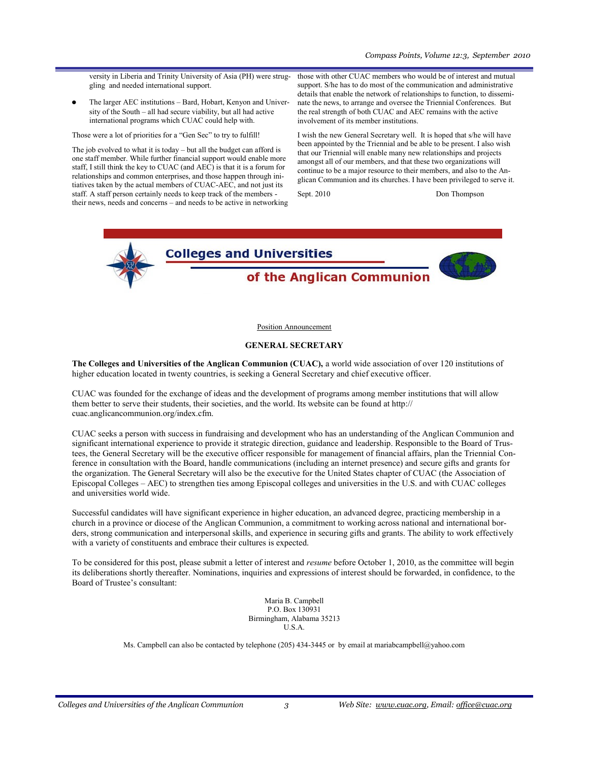versity in Liberia and Trinity University of Asia (PH) were struggling and needed international support.

- The larger AEC institutions – Bard, Hobart, Kenyon and University of the South – all had secure viability, but all had active international programs which CUAC could help with.

Those were a lot of priorities for a "Gen Sec" to try to fulfill!

The job evolved to what it is today – but all the budget can afford is one staff member. While further financial support would enable more staff, I still think the key to CUAC (and AEC) is that it is a forum for relationships and common enterprises, and those happen through initiatives taken by the actual members of CUAC-AEC, and not just its staff. A staff person certainly needs to keep track of the members - their news, needs and concerns – and needs to be active in networking those with other CUAC members who would be of interest and mutual support. S/he has to do most of the communication and administrative details that enable the network of relationships to function, to disseminate the news, to arrange and oversee the Triennial Conferences. But the real strength of both CUAC and AEC remains with the active involvement of its member institutions.

I wish the new General Secretary well. It is hoped that s/he will have been appointed by the Triennial and be able to be present. I also wish that our Triennial will enable many new relationships and projects amongst all of our members, and that these two organizations will continue to be a major resource to their members, and also to the Anglican Communion and its churches. I have been privileged to serve it.

Sept. 2010 Don Thompson

## Colleges and Universities of the Anglican Communion

Position Announcement

### GENERAL SECRETARY

**The Colleges and Universities of the Anglican Communion (CUAC),** a world wide association of over 120 institutions of higher education located in twenty countries, is seeking a General Secretary and chief executive officer.

CUAC was founded for the exchange of ideas and the development of programs among member institutions that will allow them better to serve their students, their societies, and the world. Its website can be found at http://cuac.anglicancommunion.org/index.cfm.

CUAC seeks a person with success in fundraising and development who has an understanding of the Anglican Communion and significant international experience to provide it strategic direction, guidance and leadership. Responsible to the Board of Trustees, the General Secretary will be the executive officer responsible for management of financial affairs, plan the Triennial Conference in consultation with the Board, handle communications (including an internet presence) and secure gifts and grants for the organization. The General Secretary will also be the executive for the United States chapter of CUAC (the Association of Episcopal Colleges – AEC) to strengthen ties among Episcopal colleges and universities in the U.S. and with CUAC colleges and universities world wide.

Successful candidates will have significant experience in higher education, an advanced degree, practicing membership in a church in a province or diocese of the Anglican Communion, a commitment to working across national and international borders, strong communication and interpersonal skills, and experience in securing gifts and grants. The ability to work effectively with a variety of constituents and embrace their cultures is expected.

To be considered for this post, please submit a letter of interest and *resume* before October 1, 2010, as the committee will begin its deliberations shortly thereafter. Nominations, inquiries and expressions of interest should be forwarded, in confidence, to the Board of Trustee's consultant:

Maria B. Campbell
P.O. Box 130931
Birmingham, Alabama 35213
U.S.A.

Ms. Campbell can also be contacted by telephone (205) 434-3445 or by email at mariabcampbell@yahoo.com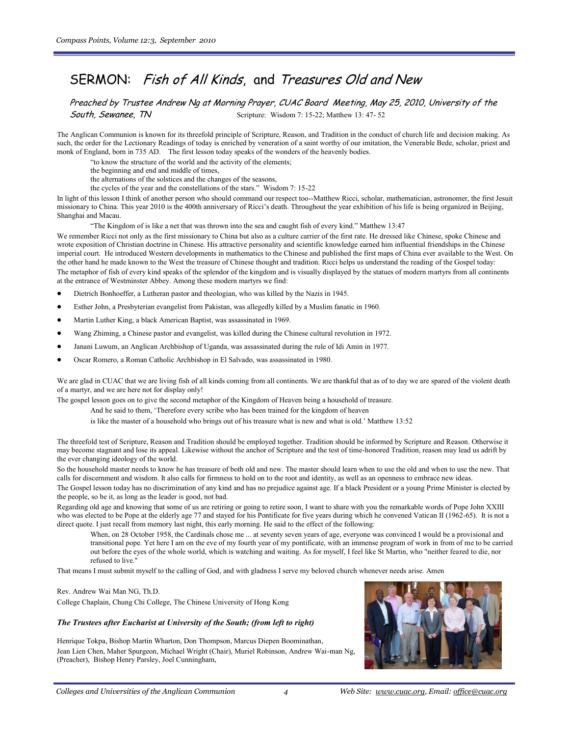# SERMON: *Fish of All Kinds*, and *Treasures Old and New*

*Preached by Trustee Andrew Ng at Morning Prayer, CUAC Board Meeting, May 25, 2010, University of the South, Sewanee, TN* Scripture: Wisdom 7: 15-22; Matthew 13: 47- 52

The Anglican Communion is known for its threefold principle of Scripture, Reason, and Tradition in the conduct of church life and decision making. As such, the order for the Lectionary Readings of today is enriched by veneration of a saint worthy of our imitation, the Venerable Bede, scholar, priest and monk of England, born in 735 AD. The first lesson today speaks of the wonders of the heavenly bodies.

> "to know the structure of the world and the activity of the elements;
> the beginning and end and middle of times,
> the alternations of the solstices and the changes of the seasons,
> the cycles of the year and the constellations of the stars." Wisdom 7: 15-22

In light of this lesson I think of another person who should command our respect too--Matthew Ricci, scholar, mathematician, astronomer, the first Jesuit missionary to China. This year 2010 is the 400th anniversary of Ricci's death. Throughout the year exhibition of his life is being organized in Beijing, Shanghai and Macau.

> "The Kingdom of is like a net that was thrown into the sea and caught fish of every kind." Matthew 13:47

We remember Ricci not only as the first missionary to China but also as a culture carrier of the first rate. He dressed like Chinese, spoke Chinese and wrote exposition of Christian doctrine in Chinese. His attractive personality and scientific knowledge earned him influential friendships in the Chinese imperial court. He introduced Western developments in mathematics to the Chinese and published the first maps of China ever available to the West. On the other hand he made known to the West the treasure of Chinese thought and tradition. Ricci helps us understand the reading of the Gospel today:

The metaphor of fish of every kind speaks of the splendor of the kingdom and is visually displayed by the statues of modern martyrs from all continents at the entrance of Westminster Abbey. Among these modern martyrs we find:

- Dietrich Bonhoeffer, a Lutheran pastor and theologian, who was killed by the Nazis in 1945.
- Esther John, a Presbyterian evangelist from Pakistan, was allegedly killed by a Muslim fanatic in 1960.
- Martin Luther King, a black American Baptist, was assassinated in 1969.
- Wang Zhiming, a Chinese pastor and evangelist, was killed during the Chinese cultural revolution in 1972.
- Janani Luwum, an Anglican Archbishop of Uganda, was assassinated during the rule of Idi Amin in 1977.
- Oscar Romero, a Roman Catholic Archbishop in El Salvado, was assassinated in 1980.

We are glad in CUAC that we are living fish of all kinds coming from all continents. We are thankful that as of to day we are spared of the violent death of a martyr, and we are here not for display only!

The gospel lesson goes on to give the second metaphor of the Kingdom of Heaven being a household of treasure.

> And he said to them, 'Therefore every scribe who has been trained for the kingdom of heaven
> is like the master of a household who brings out of his treasure what is new and what is old.' Matthew 13:52

The threefold test of Scripture, Reason and Tradition should be employed together. Tradition should be informed by Scripture and Reason. Otherwise it may become stagnant and lose its appeal. Likewise without the anchor of Scripture and the test of time-honored Tradition, reason may lead us adrift by the ever changing ideology of the world.

So the household master needs to know he has treasure of both old and new. The master should learn when to use the old and when to use the new. That calls for discernment and wisdom. It also calls for firmness to hold on to the root and identity, as well as an openness to embrace new ideas.

The Gospel lesson today has no discrimination of any kind and has no prejudice against age. If a black President or a young Prime Minister is elected by the people, so be it, as long as the leader is good, not bad.

Regarding old age and knowing that some of us are retiring or going to retire soon, I want to share with you the remarkable words of Pope John XXIII who was elected to be Pope at the elderly age 77 and stayed for his Pontificate for five years during which he convened Vatican II (1962-65). It is not a direct quote. I just recall from memory last night, this early morning. He said to the effect of the following:

> When, on 28 October 1958, the Cardinals chose me ... at seventy seven years of age, everyone was convinced I would be a provisional and transitional pope. Yet here I am on the eve of my fourth year of my pontificate, with an immense program of work in from of me to be carried out before the eyes of the whole world, which is watching and waiting. As for myself, I feel like St Martin, who "neither feared to die, nor refused to live."

That means I must submit myself to the calling of God, and with gladness I serve my beloved church whenever needs arise. Amen

Rev. Andrew Wai Man NG, Th.D.
College Chaplain, Chung Chi College, The Chinese University of Hong Kong

***The Trustees after Eucharist at University of the South; (from left to right)***

Henrique Tokpa, Bishop Martin Wharton, Don Thompson, Marcus Diepen Boominathan, Jean Lien Chen, Maher Spurgeon, Michael Wright (Chair), Muriel Robinson, Andrew Wai-man Ng, (Preacher), Bishop Henry Parsley, Joel Cunningham,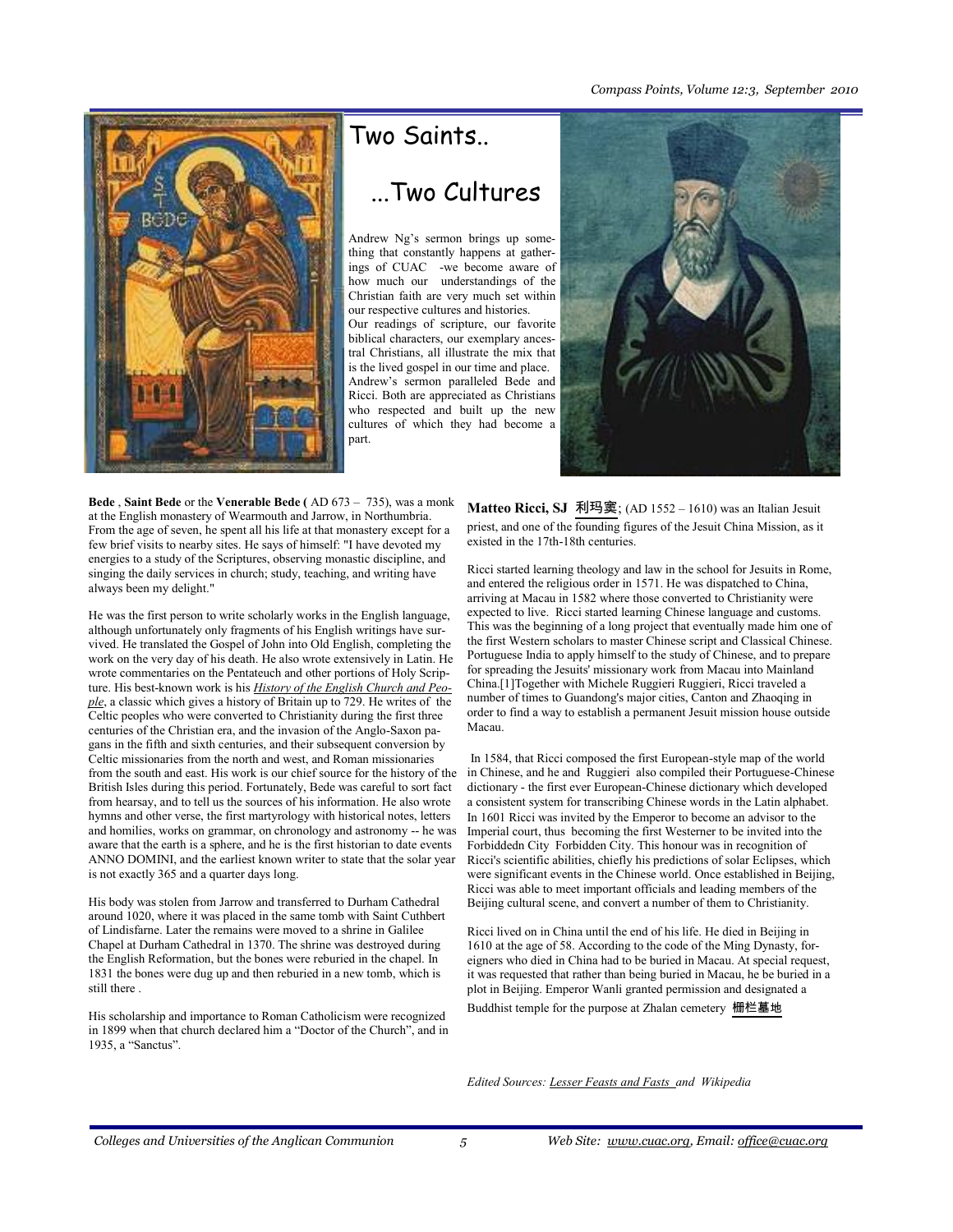# Two Saints..

## ...Two Cultures

Andrew Ng's sermon brings up something that constantly happens at gatherings of CUAC -we become aware of how much our understandings of the Christian faith are very much set within our respective cultures and histories.

Our readings of scripture, our favorite biblical characters, our exemplary ancestral Christians, all illustrate the mix that is the lived gospel in our time and place.

Andrew's sermon paralleled Bede and Ricci. Both are appreciated as Christians who respected and built up the new cultures of which they had become a part.

**Bede** , **Saint Bede** or the **Venerable Bede (** AD 673 – 735), was a monk at the English monastery of Wearmouth and Jarrow, in Northumbria. From the age of seven, he spent all his life at that monastery except for a few brief visits to nearby sites. He says of himself: "I have devoted my energies to a study of the Scriptures, observing monastic discipline, and singing the daily services in church; study, teaching, and writing have always been my delight."

He was the first person to write scholarly works in the English language, although unfortunately only fragments of his English writings have survived. He translated the Gospel of John into Old English, completing the work on the very day of his death. He also wrote extensively in Latin. He wrote commentaries on the Pentateuch and other portions of Holy Scripture. His best-known work is his *History of the English Church and People*, a classic which gives a history of Britain up to 729. He writes of the Celtic peoples who were converted to Christianity during the first three centuries of the Christian era, and the invasion of the Anglo-Saxon pagans in the fifth and sixth centuries, and their subsequent conversion by Celtic missionaries from the north and west, and Roman missionaries from the south and east. His work is our chief source for the history of the British Isles during this period. Fortunately, Bede was careful to sort fact from hearsay, and to tell us the sources of his information. He also wrote hymns and other verse, the first martyrology with historical notes, letters and homilies, works on grammar, on chronology and astronomy -- he was aware that the earth is a sphere, and he is the first historian to date events ANNO DOMINI, and the earliest known writer to state that the solar year is not exactly 365 and a quarter days long.

His body was stolen from Jarrow and transferred to Durham Cathedral around 1020, where it was placed in the same tomb with Saint Cuthbert of Lindisfarne. Later the remains were moved to a shrine in Galilee Chapel at Durham Cathedral in 1370. The shrine was destroyed during the English Reformation, but the bones were reburied in the chapel. In 1831 the bones were dug up and then reburied in a new tomb, which is still there .

His scholarship and importance to Roman Catholicism were recognized in 1899 when that church declared him a "Doctor of the Church", and in 1935, a "Sanctus".

**Matteo Ricci, SJ** 利玛窦; (AD 1552 – 1610) was an Italian Jesuit priest, and one of the founding figures of the Jesuit China Mission, as it existed in the 17th-18th centuries.

Ricci started learning theology and law in the school for Jesuits in Rome, and entered the religious order in 1571. He was dispatched to China, arriving at Macau in 1582 where those converted to Christianity were expected to live. Ricci started learning Chinese language and customs. This was the beginning of a long project that eventually made him one of the first Western scholars to master Chinese script and Classical Chinese. Portuguese India to apply himself to the study of Chinese, and to prepare for spreading the Jesuits' missionary work from Macau into Mainland China.[1]Together with Michele Ruggieri Ruggieri, Ricci traveled a number of times to Guandong's major cities, Canton and Zhaoqing in order to find a way to establish a permanent Jesuit mission house outside Macau.

In 1584, that Ricci composed the first European-style map of the world in Chinese, and he and Ruggieri also compiled their Portuguese-Chinese dictionary - the first ever European-Chinese dictionary which developed a consistent system for transcribing Chinese words in the Latin alphabet. In 1601 Ricci was invited by the Emperor to become an advisor to the Imperial court, thus becoming the first Westerner to be invited into the Forbiddedn City Forbidden City. This honour was in recognition of Ricci's scientific abilities, chiefly his predictions of solar Eclipses, which were significant events in the Chinese world. Once established in Beijing, Ricci was able to meet important officials and leading members of the Beijing cultural scene, and convert a number of them to Christianity.

Ricci lived on in China until the end of his life. He died in Beijing in 1610 at the age of 58. According to the code of the Ming Dynasty, foreigners who died in China had to be buried in Macau. At special request, it was requested that rather than being buried in Macau, he be buried in a plot in Beijing. Emperor Wanli granted permission and designated a Buddhist temple for the purpose at Zhalan cemetery 栅栏墓地

*Edited Sources: Lesser Feasts and Fasts and Wikipedia*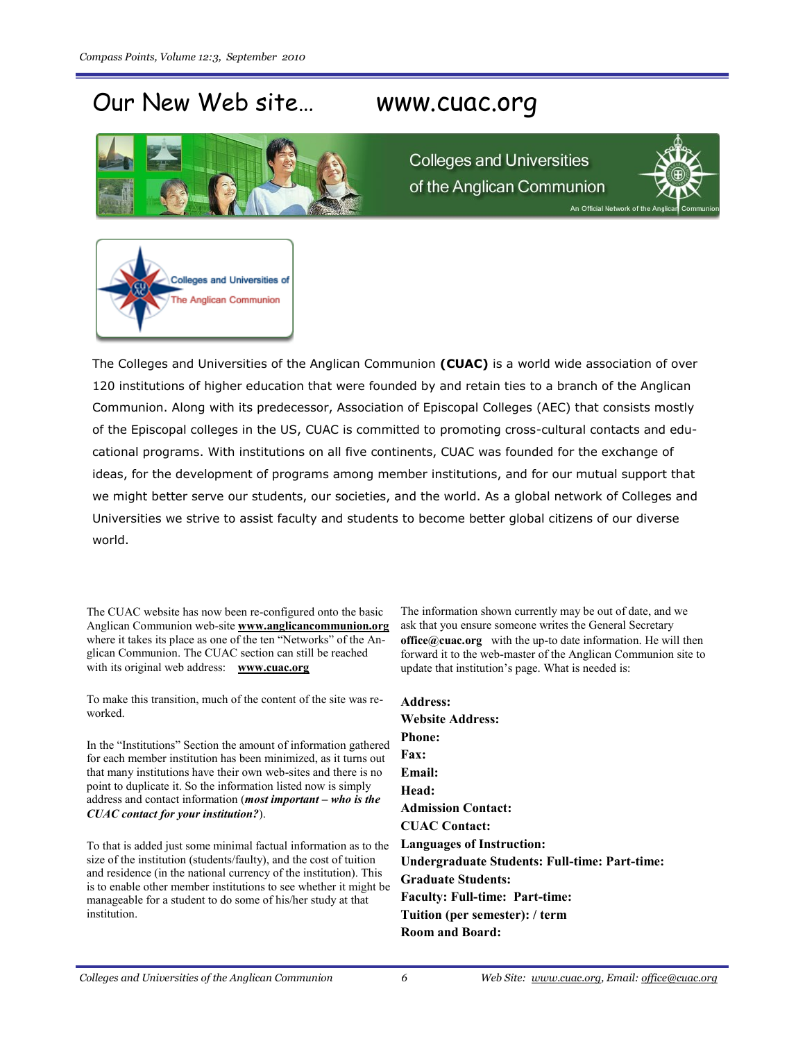# Our New Web site… www.cuac.org

Colleges and Universities of the Anglican Communion

An Official Network of the Anglican Communion

Colleges and Universities of The Anglican Communion

The Colleges and Universities of the Anglican Communion **(CUAC)** is a world wide association of over 120 institutions of higher education that were founded by and retain ties to a branch of the Anglican Communion. Along with its predecessor, Association of Episcopal Colleges (AEC) that consists mostly of the Episcopal colleges in the US, CUAC is committed to promoting cross-cultural contacts and educational programs. With institutions on all five continents, CUAC was founded for the exchange of ideas, for the development of programs among member institutions, and for our mutual support that we might better serve our students, our societies, and the world. As a global network of Colleges and Universities we strive to assist faculty and students to become better global citizens of our diverse world.

The CUAC website has now been re-configured onto the basic Anglican Communion web-site **www.anglicancommunion.org** where it takes its place as one of the ten "Networks" of the Anglican Communion. The CUAC section can still be reached with its original web address: **www.cuac.org**

To make this transition, much of the content of the site was reworked.

In the "Institutions" Section the amount of information gathered for each member institution has been minimized, as it turns out that many institutions have their own web-sites and there is no point to duplicate it. So the information listed now is simply address and contact information (***most important – who is the CUAC contact for your institution?***).

To that is added just some minimal factual information as to the size of the institution (students/faulty), and the cost of tuition and residence (in the national currency of the institution). This is to enable other member institutions to see whether it might be manageable for a student to do some of his/her study at that institution.

The information shown currently may be out of date, and we ask that you ensure someone writes the General Secretary **office@cuac.org** with the up-to date information. He will then forward it to the web-master of the Anglican Communion site to update that institution's page. What is needed is:

**Address:**
**Website Address:**
**Phone:**
**Fax:**
**Email:**
**Head:**
**Admission Contact:**
**CUAC Contact:**
**Languages of Instruction:**
**Undergraduate Students: Full-time: Part-time:**
**Graduate Students:**
**Faculty: Full-time: Part-time:**
**Tuition (per semester): / term**
**Room and Board:**